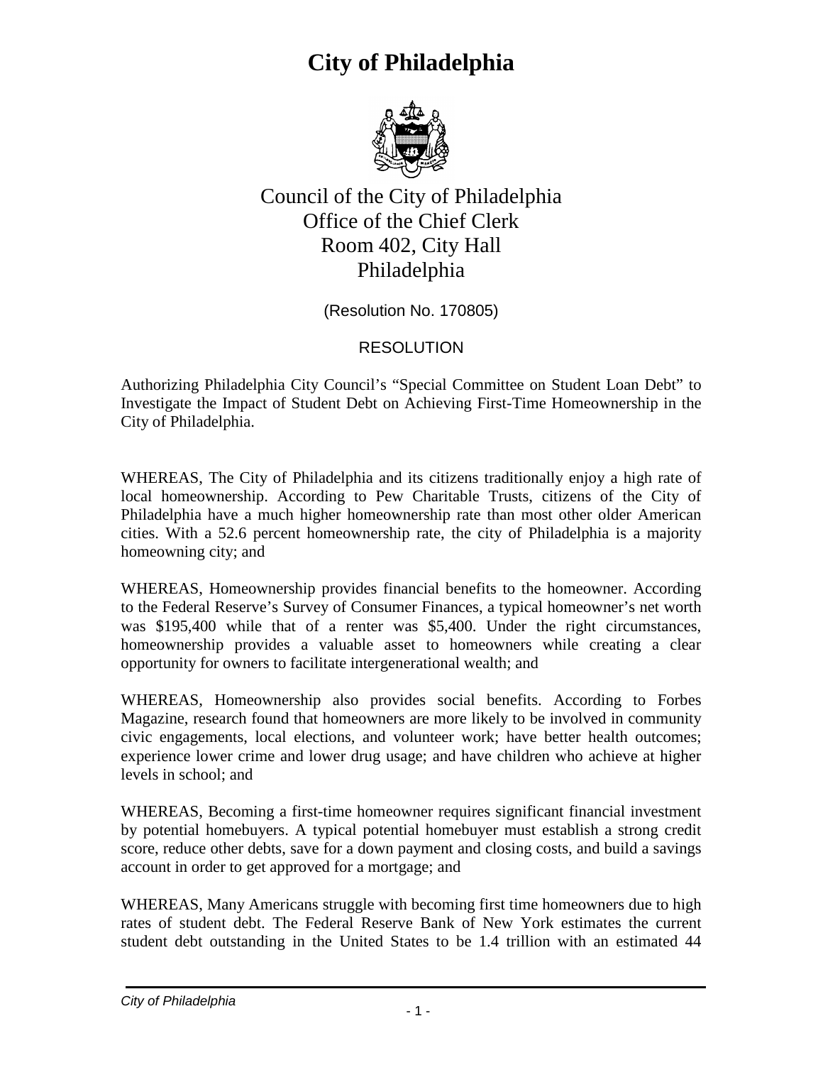# City of Philadelphia

Council of the City of Philadelphia
Office of the Chief Clerk
Room 402, City Hall
Philadelphia

(Resolution No. 170805)

RESOLUTION

Authorizing Philadelphia City Council's "Special Committee on Student Loan Debt" to Investigate the Impact of Student Debt on Achieving First-Time Homeownership in the City of Philadelphia.

WHEREAS, The City of Philadelphia and its citizens traditionally enjoy a high rate of local homeownership. According to Pew Charitable Trusts, citizens of the City of Philadelphia have a much higher homeownership rate than most other older American cities. With a 52.6 percent homeownership rate, the city of Philadelphia is a majority homeowning city; and

WHEREAS, Homeownership provides financial benefits to the homeowner. According to the Federal Reserve's Survey of Consumer Finances, a typical homeowner's net worth was $195,400 while that of a renter was $5,400. Under the right circumstances, homeownership provides a valuable asset to homeowners while creating a clear opportunity for owners to facilitate intergenerational wealth; and

WHEREAS, Homeownership also provides social benefits. According to Forbes Magazine, research found that homeowners are more likely to be involved in community civic engagements, local elections, and volunteer work; have better health outcomes; experience lower crime and lower drug usage; and have children who achieve at higher levels in school; and

WHEREAS, Becoming a first-time homeowner requires significant financial investment by potential homebuyers. A typical potential homebuyer must establish a strong credit score, reduce other debts, save for a down payment and closing costs, and build a savings account in order to get approved for a mortgage; and

WHEREAS, Many Americans struggle with becoming first time homeowners due to high rates of student debt. The Federal Reserve Bank of New York estimates the current student debt outstanding in the United States to be 1.4 trillion with an estimated 44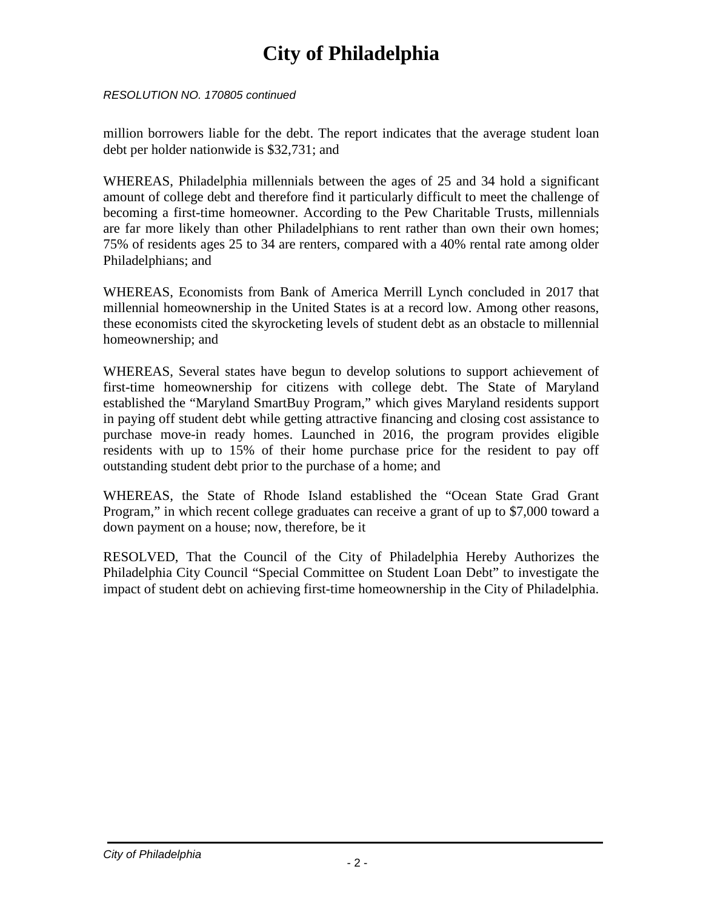*RESOLUTION NO. 170805 continued*

million borrowers liable for the debt. The report indicates that the average student loan debt per holder nationwide is $32,731; and

WHEREAS, Philadelphia millennials between the ages of 25 and 34 hold a significant amount of college debt and therefore find it particularly difficult to meet the challenge of becoming a first-time homeowner. According to the Pew Charitable Trusts, millennials are far more likely than other Philadelphians to rent rather than own their own homes; 75% of residents ages 25 to 34 are renters, compared with a 40% rental rate among older Philadelphians; and

WHEREAS, Economists from Bank of America Merrill Lynch concluded in 2017 that millennial homeownership in the United States is at a record low. Among other reasons, these economists cited the skyrocketing levels of student debt as an obstacle to millennial homeownership; and

WHEREAS, Several states have begun to develop solutions to support achievement of first-time homeownership for citizens with college debt. The State of Maryland established the "Maryland SmartBuy Program," which gives Maryland residents support in paying off student debt while getting attractive financing and closing cost assistance to purchase move-in ready homes. Launched in 2016, the program provides eligible residents with up to 15% of their home purchase price for the resident to pay off outstanding student debt prior to the purchase of a home; and

WHEREAS, the State of Rhode Island established the "Ocean State Grad Grant Program," in which recent college graduates can receive a grant of up to $7,000 toward a down payment on a house; now, therefore, be it

RESOLVED, That the Council of the City of Philadelphia Hereby Authorizes the Philadelphia City Council "Special Committee on Student Loan Debt" to investigate the impact of student debt on achieving first-time homeownership in the City of Philadelphia.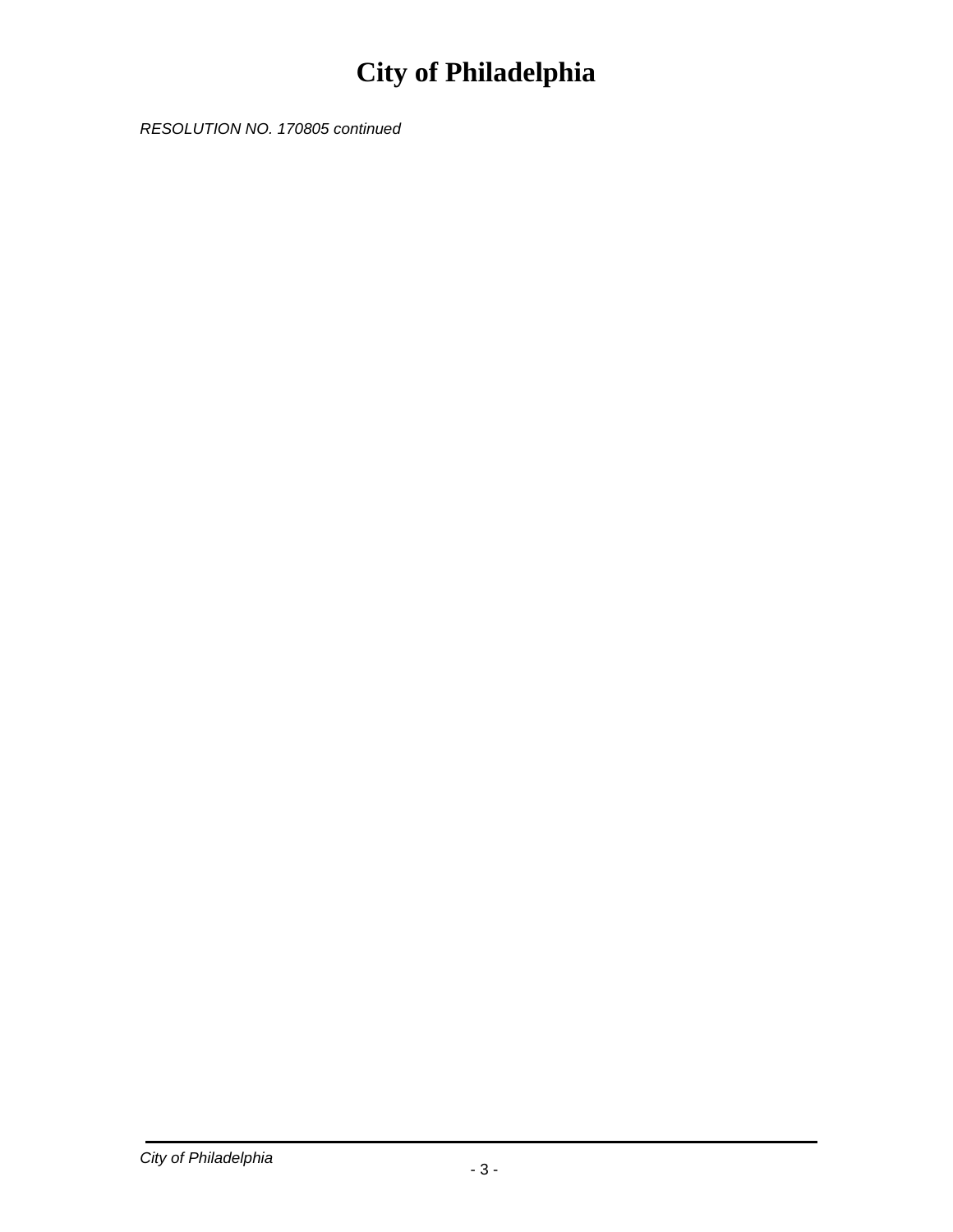RESOLUTION NO. 170805 continued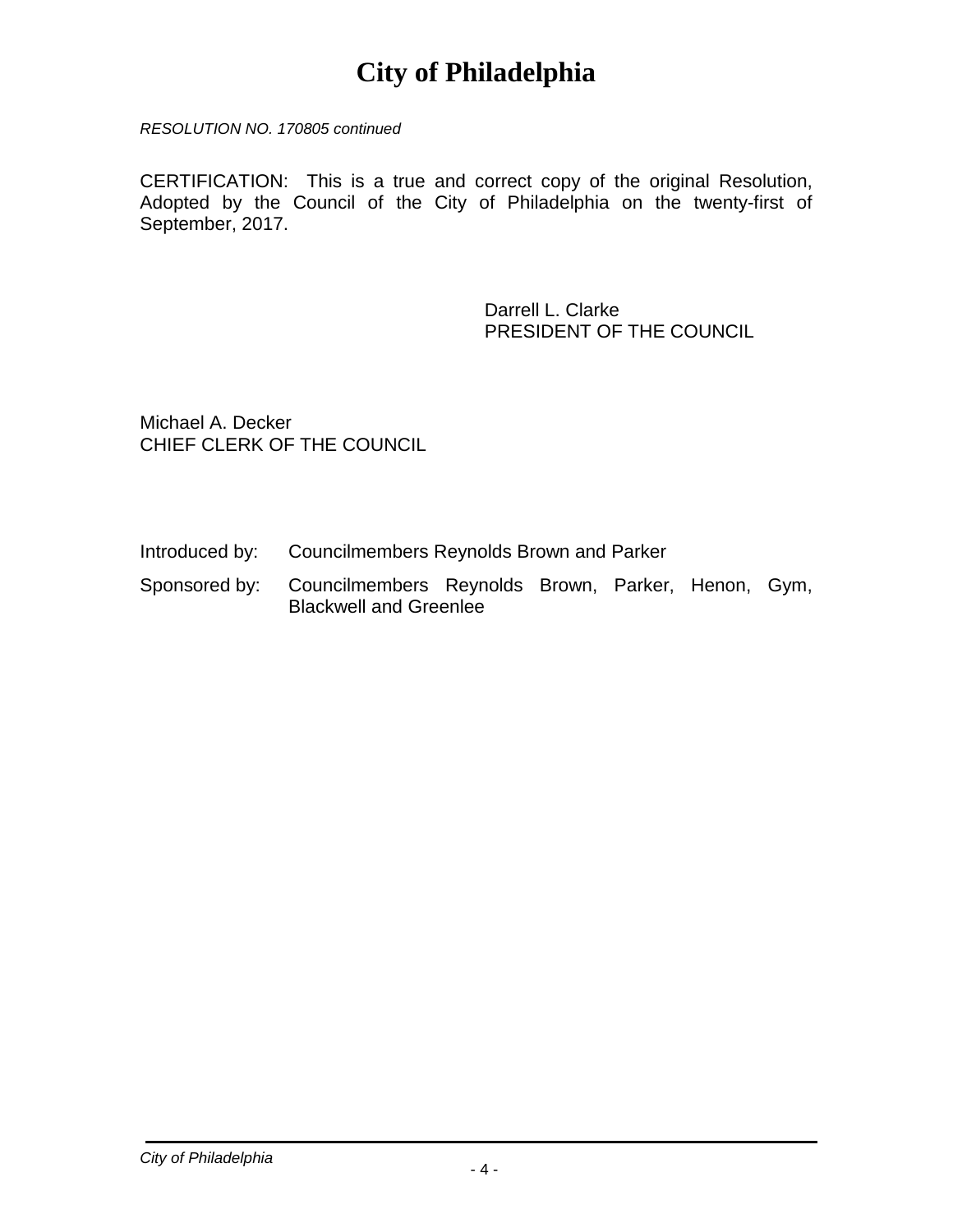# City of Philadelphia

*RESOLUTION NO. 170805 continued*

CERTIFICATION: This is a true and correct copy of the original Resolution, Adopted by the Council of the City of Philadelphia on the twenty-first of September, 2017.

Darrell L. Clarke
PRESIDENT OF THE COUNCIL

Michael A. Decker
CHIEF CLERK OF THE COUNCIL

Introduced by: Councilmembers Reynolds Brown and Parker

Sponsored by: Councilmembers Reynolds Brown, Parker, Henon, Gym, Blackwell and Greenlee